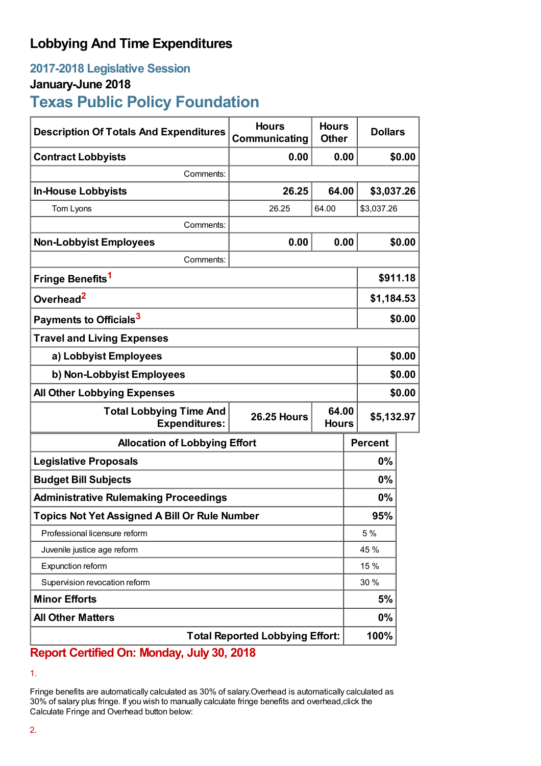# Lobbying And Time Expenditures

## 2017-2018 Legislative Session

### January-June 2018

## Texas Public Policy Foundation

| Description Of Totals And Expenditures | Hours Communicating | Hours Other | Dollars |
|---|---|---|---|
| **Contract Lobbyists** | **0.00** | **0.00** | **$0.00** |
| Comments: | | | |
| **In-House Lobbyists** | **26.25** | **64.00** | **$3,037.26** |
| Tom Lyons | 26.25 | 64.00 | $3,037.26 |
| Comments: | | | |
| **Non-Lobbyist Employees** | **0.00** | **0.00** | **$0.00** |
| Comments: | | | |
| **Fringe Benefits**[1] | | | **$911.18** |
| **Overhead**[2] | | | **$1,184.53** |
| **Payments to Officials**[3] | | | **$0.00** |
| **Travel and Living Expenses** | | | |
| **a) Lobbyist Employees** | | | **$0.00** |
| **b) Non-Lobbyist Employees** | | | **$0.00** |
| **All Other Lobbying Expenses** | | | **$0.00** |
| **Total Lobbying Time And Expenditures:** | **26.25 Hours** | **64.00 Hours** | **$5,132.97** |

| Allocation of Lobbying Effort | Percent |
|---|---|
| **Legislative Proposals** | **0%** |
| **Budget Bill Subjects** | **0%** |
| **Administrative Rulemaking Proceedings** | **0%** |
| **Topics Not Yet Assigned A Bill Or Rule Number** | **95%** |
| Professional licensure reform | 5 % |
| Juvenile justice age reform | 45 % |
| Expunction reform | 15 % |
| Supervision revocation reform | 30 % |
| **Minor Efforts** | **5%** |
| **All Other Matters** | **0%** |
| **Total Reported Lobbying Effort:** | **100%** |

**Report Certified On: Monday, July 30, 2018**

1.

Fringe benefits are automatically calculated as 30% of salary.Overhead is automatically calculated as 30% of salary plus fringe. If you wish to manually calculate fringe benefits and overhead,click the Calculate Fringe and Overhead button below:

2.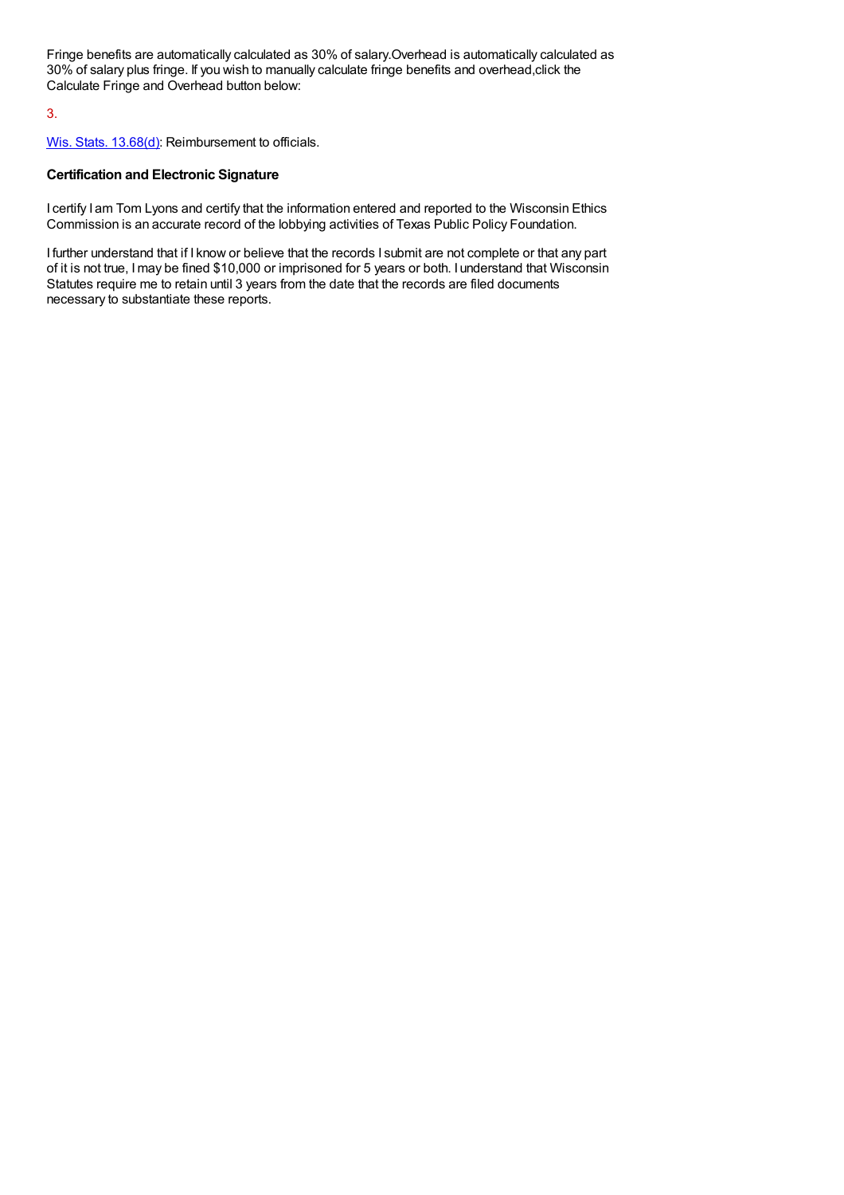Fringe benefits are automatically calculated as 30% of salary.Overhead is automatically calculated as 30% of salary plus fringe. If you wish to manually calculate fringe benefits and overhead,click the Calculate Fringe and Overhead button below:

3.

[Wis. Stats. 13.68(d)](): Reimbursement to officials.

**Certification and Electronic Signature**

I certify I am Tom Lyons and certify that the information entered and reported to the Wisconsin Ethics Commission is an accurate record of the lobbying activities of Texas Public Policy Foundation.

I further understand that if I know or believe that the records I submit are not complete or that any part of it is not true, I may be fined $10,000 or imprisoned for 5 years or both. I understand that Wisconsin Statutes require me to retain until 3 years from the date that the records are filed documents necessary to substantiate these reports.